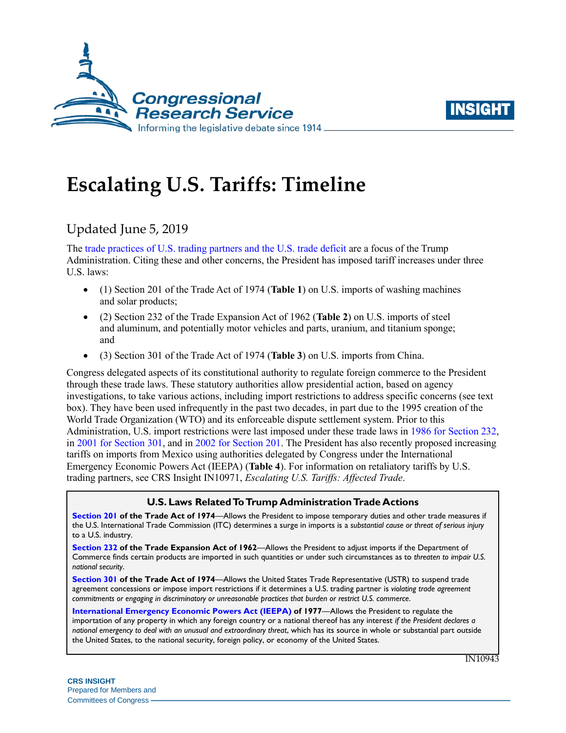# Escalating U.S. Tariffs: Timeline

Updated June 5, 2019

The trade practices of U.S. trading partners and the U.S. trade deficit are a focus of the Trump Administration. Citing these and other concerns, the President has imposed tariff increases under three U.S. laws:

- (1) Section 201 of the Trade Act of 1974 (**Table 1**) on U.S. imports of washing machines and solar products;
- (2) Section 232 of the Trade Expansion Act of 1962 (**Table 2**) on U.S. imports of steel and aluminum, and potentially motor vehicles and parts, uranium, and titanium sponge; and
- (3) Section 301 of the Trade Act of 1974 (**Table 3**) on U.S. imports from China.

Congress delegated aspects of its constitutional authority to regulate foreign commerce to the President through these trade laws. These statutory authorities allow presidential action, based on agency investigations, to take various actions, including import restrictions to address specific concerns (see text box). They have been used infrequently in the past two decades, in part due to the 1995 creation of the World Trade Organization (WTO) and its enforceable dispute settlement system. Prior to this Administration, U.S. import restrictions were last imposed under these trade laws in 1986 for Section 232, in 2001 for Section 301, and in 2002 for Section 201. The President has also recently proposed increasing tariffs on imports from Mexico using authorities delegated by Congress under the International Emergency Economic Powers Act (IEEPA) (**Table 4**). For information on retaliatory tariffs by U.S. trading partners, see CRS Insight IN10971, *Escalating U.S. Tariffs: Affected Trade*.

> **U.S. Laws Related To Trump Administration Trade Actions**
>
> **Section 201 of the Trade Act of 1974**—Allows the President to impose temporary duties and other trade measures if the U.S. International Trade Commission (ITC) determines a surge in imports is a *substantial cause or threat of serious injury* to a U.S. industry.
>
> **Section 232 of the Trade Expansion Act of 1962**—Allows the President to adjust imports if the Department of Commerce finds certain products are imported in such quantities or under such circumstances as to *threaten to impair U.S. national security*.
>
> **Section 301 of the Trade Act of 1974**—Allows the United States Trade Representative (USTR) to suspend trade agreement concessions or impose import restrictions if it determines a U.S. trading partner is *violating trade agreement commitments or engaging in discriminatory or unreasonable practices that burden or restrict U.S. commerce*.
>
> **International Emergency Economic Powers Act (IEEPA) of 1977**—Allows the President to regulate the importation of any property in which any foreign country or a national thereof has any interest *if the President declares a national emergency to deal with an unusual and extraordinary threat*, which has its source in whole or substantial part outside the United States, to the national security, foreign policy, or economy of the United States.

IN10943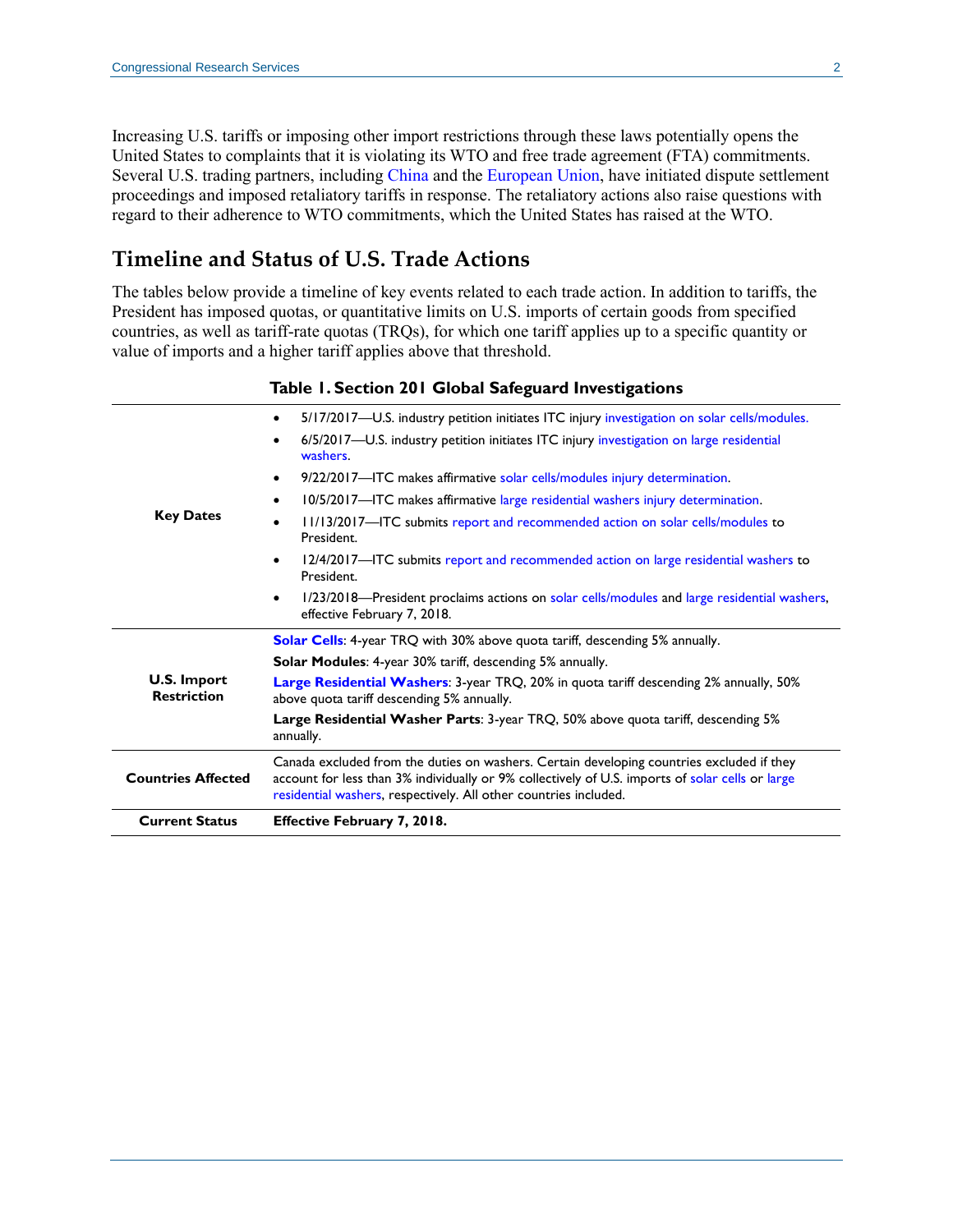Increasing U.S. tariffs or imposing other import restrictions through these laws potentially opens the United States to complaints that it is violating its WTO and free trade agreement (FTA) commitments. Several U.S. trading partners, including China and the European Union, have initiated dispute settlement proceedings and imposed retaliatory tariffs in response. The retaliatory actions also raise questions with regard to their adherence to WTO commitments, which the United States has raised at the WTO.

## Timeline and Status of U.S. Trade Actions

The tables below provide a timeline of key events related to each trade action. In addition to tariffs, the President has imposed quotas, or quantitative limits on U.S. imports of certain goods from specified countries, as well as tariff-rate quotas (TRQs), for which one tariff applies up to a specific quantity or value of imports and a higher tariff applies above that threshold.

**Table 1. Section 201 Global Safeguard Investigations**

| | |
|---|---|
| **Key Dates** | • 5/17/2017—U.S. industry petition initiates ITC injury investigation on solar cells/modules.<br>• 6/5/2017—U.S. industry petition initiates ITC injury investigation on large residential washers.<br>• 9/22/2017—ITC makes affirmative solar cells/modules injury determination.<br>• 10/5/2017—ITC makes affirmative large residential washers injury determination.<br>• 11/13/2017—ITC submits report and recommended action on solar cells/modules to President.<br>• 12/4/2017—ITC submits report and recommended action on large residential washers to President.<br>• 1/23/2018—President proclaims actions on solar cells/modules and large residential washers, effective February 7, 2018. |
| **U.S. Import Restriction** | **Solar Cells**: 4-year TRQ with 30% above quota tariff, descending 5% annually.<br>**Solar Modules**: 4-year 30% tariff, descending 5% annually.<br>**Large Residential Washers**: 3-year TRQ, 20% in quota tariff descending 2% annually, 50% above quota tariff descending 5% annually.<br>**Large Residential Washer Parts**: 3-year TRQ, 50% above quota tariff, descending 5% annually. |
| **Countries Affected** | Canada excluded from the duties on washers. Certain developing countries excluded if they account for less than 3% individually or 9% collectively of U.S. imports of solar cells or large residential washers, respectively. All other countries included. |
| **Current Status** | **Effective February 7, 2018.** |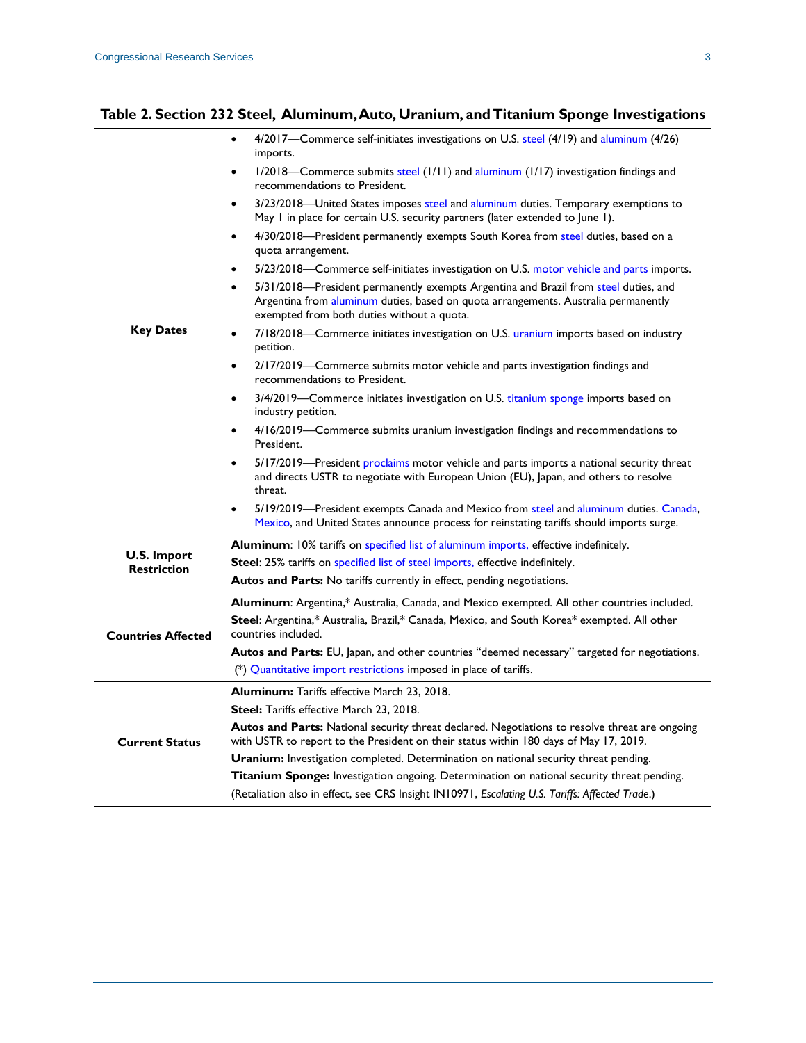**Table 2. Section 232 Steel, Aluminum, Auto, Uranium, and Titanium Sponge Investigations**

| | |
|---|---|
| **Key Dates** | • 4/2017—Commerce self-initiates investigations on U.S. steel (4/19) and aluminum (4/26) imports.<br>• 1/2018—Commerce submits steel (1/11) and aluminum (1/17) investigation findings and recommendations to President.<br>• 3/23/2018—United States imposes steel and aluminum duties. Temporary exemptions to May 1 in place for certain U.S. security partners (later extended to June 1).<br>• 4/30/2018—President permanently exempts South Korea from steel duties, based on a quota arrangement.<br>• 5/23/2018—Commerce self-initiates investigation on U.S. motor vehicle and parts imports.<br>• 5/31/2018—President permanently exempts Argentina and Brazil from steel duties, and Argentina from aluminum duties, based on quota arrangements. Australia permanently exempted from both duties without a quota.<br>• 7/18/2018—Commerce initiates investigation on U.S. uranium imports based on industry petition.<br>• 2/17/2019—Commerce submits motor vehicle and parts investigation findings and recommendations to President.<br>• 3/4/2019—Commerce initiates investigation on U.S. titanium sponge imports based on industry petition.<br>• 4/16/2019—Commerce submits uranium investigation findings and recommendations to President.<br>• 5/17/2019—President proclaims motor vehicle and parts imports a national security threat and directs USTR to negotiate with European Union (EU), Japan, and others to resolve threat.<br>• 5/19/2019—President exempts Canada and Mexico from steel and aluminum duties. Canada, Mexico, and United States announce process for reinstating tariffs should imports surge. |
| **U.S. Import Restriction** | **Aluminum**: 10% tariffs on specified list of aluminum imports, effective indefinitely.<br>**Steel**: 25% tariffs on specified list of steel imports, effective indefinitely.<br>**Autos and Parts:** No tariffs currently in effect, pending negotiations. |
| **Countries Affected** | **Aluminum**: Argentina,* Australia, Canada, and Mexico exempted. All other countries included.<br>**Steel**: Argentina,* Australia, Brazil,* Canada, Mexico, and South Korea* exempted. All other countries included.<br>**Autos and Parts:** EU, Japan, and other countries "deemed necessary" targeted for negotiations.<br>(*) Quantitative import restrictions imposed in place of tariffs. |
| **Current Status** | **Aluminum:** Tariffs effective March 23, 2018.<br>**Steel:** Tariffs effective March 23, 2018.<br>**Autos and Parts:** National security threat declared. Negotiations to resolve threat are ongoing with USTR to report to the President on their status within 180 days of May 17, 2019.<br>**Uranium:** Investigation completed. Determination on national security threat pending.<br>**Titanium Sponge:** Investigation ongoing. Determination on national security threat pending.<br>(Retaliation also in effect, see CRS Insight IN10971, *Escalating U.S. Tariffs: Affected Trade*.) |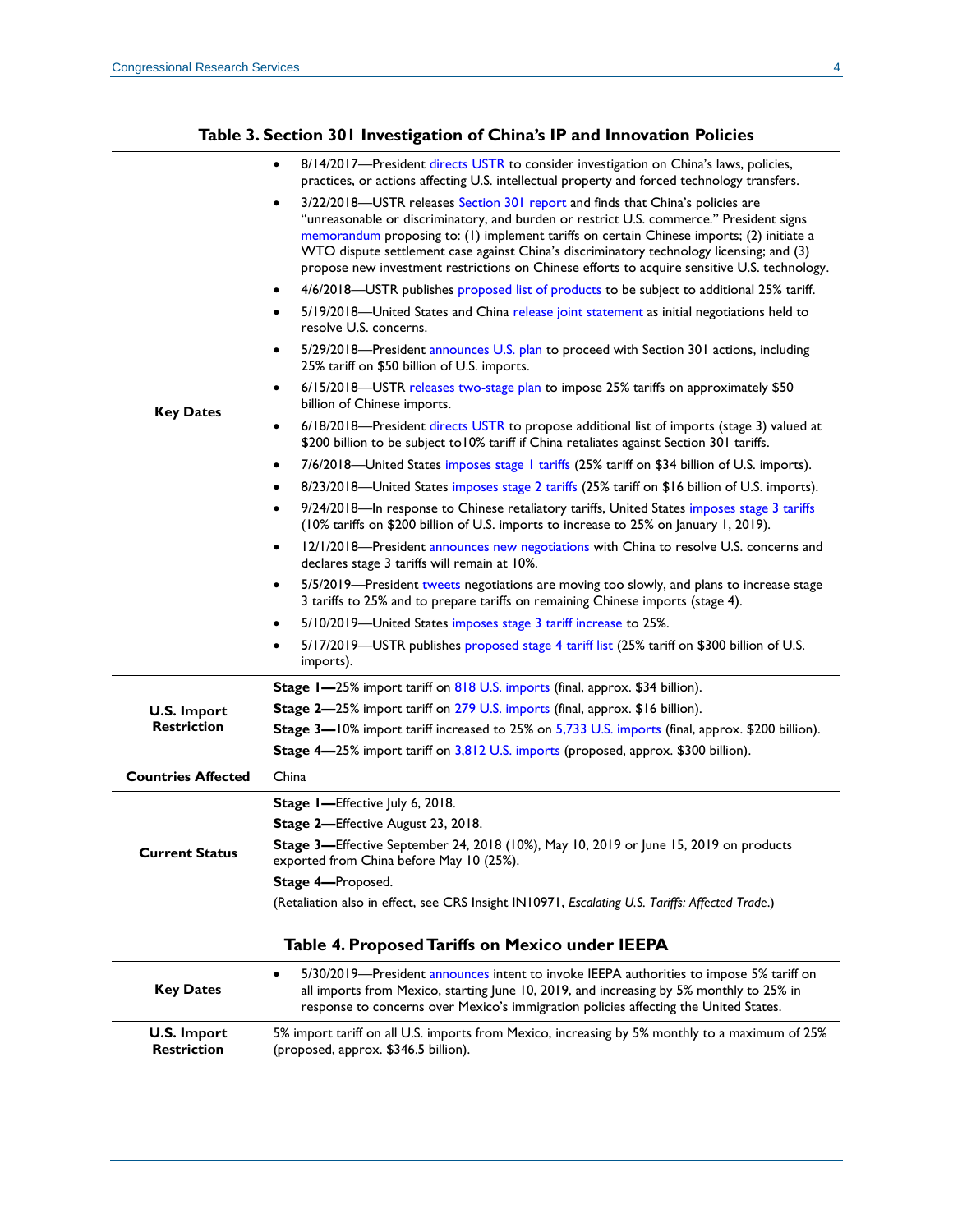**Table 3. Section 301 Investigation of China's IP and Innovation Policies**

| | |
|---|---|
| **Key Dates** | • 8/14/2017—President directs USTR to consider investigation on China's laws, policies, practices, or actions affecting U.S. intellectual property and forced technology transfers.<br>• 3/22/2018—USTR releases Section 301 report and finds that China's policies are "unreasonable or discriminatory, and burden or restrict U.S. commerce." President signs memorandum proposing to: (1) implement tariffs on certain Chinese imports; (2) initiate a WTO dispute settlement case against China's discriminatory technology licensing; and (3) propose new investment restrictions on Chinese efforts to acquire sensitive U.S. technology.<br>• 4/6/2018—USTR publishes proposed list of products to be subject to additional 25% tariff.<br>• 5/19/2018—United States and China release joint statement as initial negotiations held to resolve U.S. concerns.<br>• 5/29/2018—President announces U.S. plan to proceed with Section 301 actions, including 25% tariff on $50 billion of U.S. imports.<br>• 6/15/2018—USTR releases two-stage plan to impose 25% tariffs on approximately $50 billion of Chinese imports.<br>• 6/18/2018—President directs USTR to propose additional list of imports (stage 3) valued at $200 billion to be subject to10% tariff if China retaliates against Section 301 tariffs.<br>• 7/6/2018—United States imposes stage 1 tariffs (25% tariff on $34 billion of U.S. imports).<br>• 8/23/2018—United States imposes stage 2 tariffs (25% tariff on $16 billion of U.S. imports).<br>• 9/24/2018—In response to Chinese retaliatory tariffs, United States imposes stage 3 tariffs (10% tariffs on $200 billion of U.S. imports to increase to 25% on January 1, 2019).<br>• 12/1/2018—President announces new negotiations with China to resolve U.S. concerns and declares stage 3 tariffs will remain at 10%.<br>• 5/5/2019—President tweets negotiations are moving too slowly, and plans to increase stage 3 tariffs to 25% and to prepare tariffs on remaining Chinese imports (stage 4).<br>• 5/10/2019—United States imposes stage 3 tariff increase to 25%.<br>• 5/17/2019—USTR publishes proposed stage 4 tariff list (25% tariff on $300 billion of U.S. imports). |
| **U.S. Import Restriction** | **Stage 1—**25% import tariff on 818 U.S. imports (final, approx. $34 billion).<br>**Stage 2—**25% import tariff on 279 U.S. imports (final, approx. $16 billion).<br>**Stage 3—**10% import tariff increased to 25% on 5,733 U.S. imports (final, approx. $200 billion).<br>**Stage 4—**25% import tariff on 3,812 U.S. imports (proposed, approx. $300 billion). |
| **Countries Affected** | China |
| **Current Status** | **Stage 1—**Effective July 6, 2018.<br>**Stage 2—**Effective August 23, 2018.<br>**Stage 3—**Effective September 24, 2018 (10%), May 10, 2019 or June 15, 2019 on products exported from China before May 10 (25%).<br>**Stage 4—**Proposed.<br>(Retaliation also in effect, see CRS Insight IN10971, *Escalating U.S. Tariffs: Affected Trade*.) |

**Table 4. Proposed Tariffs on Mexico under IEEPA**

| | |
|---|---|
| **Key Dates** | • 5/30/2019—President announces intent to invoke IEEPA authorities to impose 5% tariff on all imports from Mexico, starting June 10, 2019, and increasing by 5% monthly to 25% in response to concerns over Mexico's immigration policies affecting the United States. |
| **U.S. Import Restriction** | 5% import tariff on all U.S. imports from Mexico, increasing by 5% monthly to a maximum of 25% (proposed, approx. $346.5 billion). |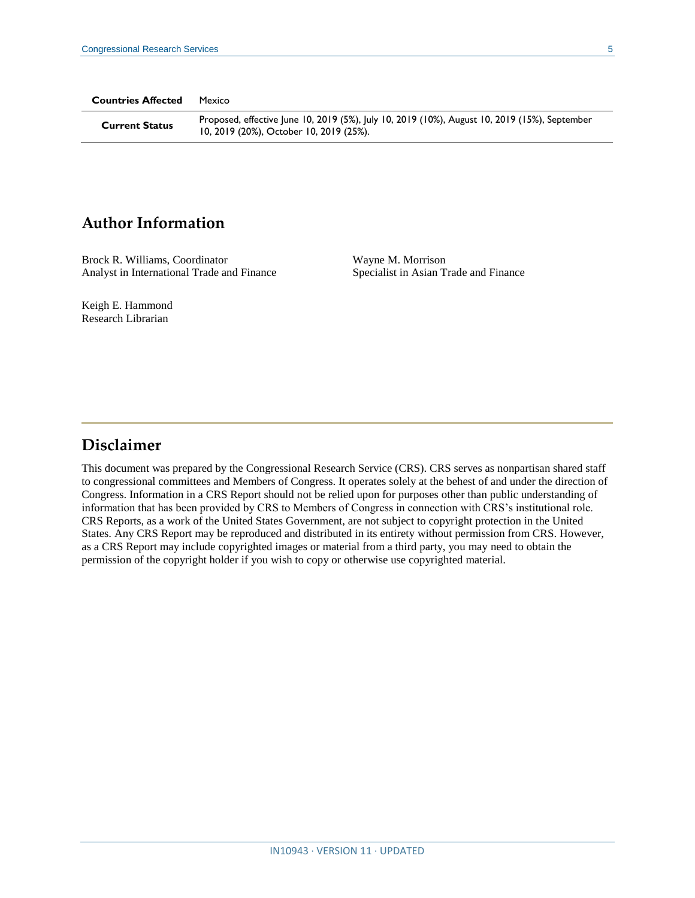| | |
|---|---|
| **Countries Affected** | Mexico |
| **Current Status** | Proposed, effective June 10, 2019 (5%), July 10, 2019 (10%), August 10, 2019 (15%), September 10, 2019 (20%), October 10, 2019 (25%). |

## Author Information

Brock R. Williams, Coordinator
Analyst in International Trade and Finance

Wayne M. Morrison
Specialist in Asian Trade and Finance

Keigh E. Hammond
Research Librarian

## Disclaimer

This document was prepared by the Congressional Research Service (CRS). CRS serves as nonpartisan shared staff to congressional committees and Members of Congress. It operates solely at the behest of and under the direction of Congress. Information in a CRS Report should not be relied upon for purposes other than public understanding of information that has been provided by CRS to Members of Congress in connection with CRS's institutional role. CRS Reports, as a work of the United States Government, are not subject to copyright protection in the United States. Any CRS Report may be reproduced and distributed in its entirety without permission from CRS. However, as a CRS Report may include copyrighted images or material from a third party, you may need to obtain the permission of the copyright holder if you wish to copy or otherwise use copyrighted material.